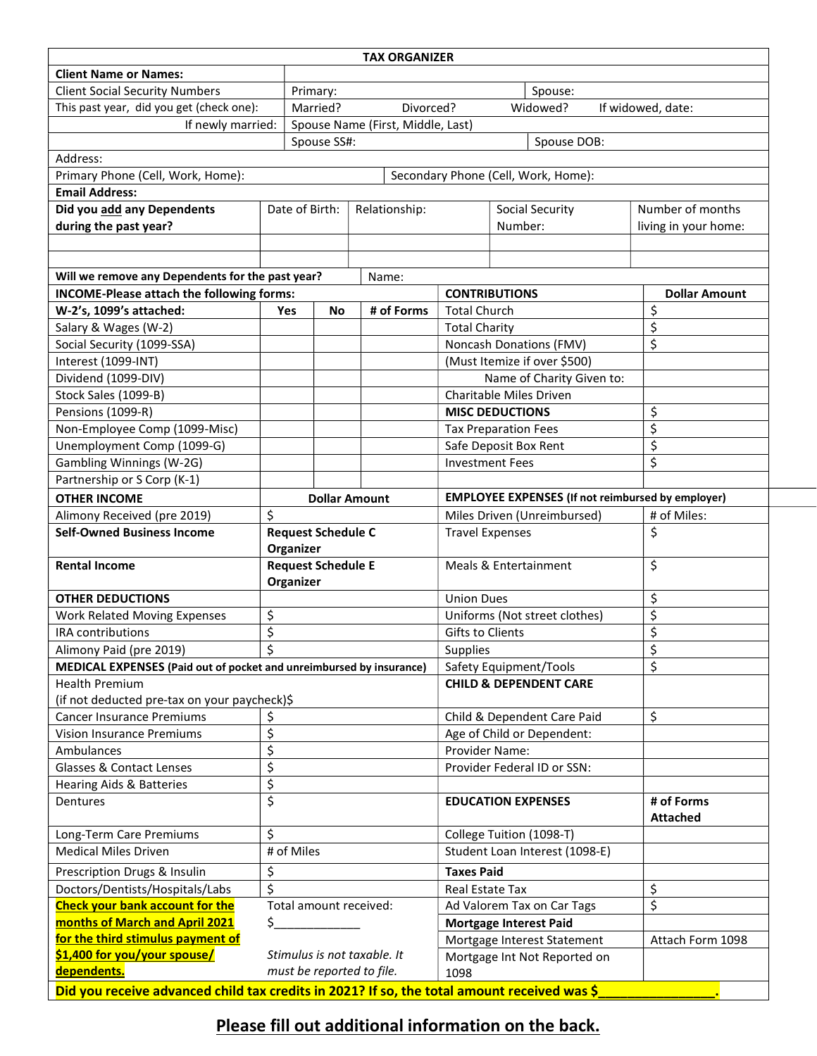# TAX ORGANIZER

| | | | | |
|---|---|---|---|---|
| **Client Name or Names:** | | | | |
| Client Social Security Numbers | Primary: | | Spouse: | |
| This past year, did you get (check one): | Married? | Divorced? | Widowed? | If widowed, date: |
| If newly married: | Spouse Name (First, Middle, Last) | | | |
| | Spouse SS#: | | Spouse DOB: | |
| Address: | | | | |
| Primary Phone (Cell, Work, Home): | | Secondary Phone (Cell, Work, Home): | | |
| **Email Address:** | | | | |

| **Did you add any Dependents during the past year?** | Date of Birth: | Relationship: | Social Security Number: | Number of months living in your home: |
|---|---|---|---|---|
| | | | | |
| | | | | |

**Will we remove any Dependents for the past year?** Name:

| **INCOME-Please attach the following forms:** | | | | **CONTRIBUTIONS** | **Dollar Amount** |
|---|---|---|---|---|---|
| **W-2's, 1099's attached:** | **Yes** | **No** | **# of Forms** | Total Church | $ |
| Salary & Wages (W-2) | | | | Total Charity | $ |
| Social Security (1099-SSA) | | | | Noncash Donations (FMV) | $ |
| Interest (1099-INT) | | | | (Must Itemize if over $500) | |
| Dividend (1099-DIV) | | | | Name of Charity Given to: | |
| Stock Sales (1099-B) | | | | Charitable Miles Driven | |
| Pensions (1099-R) | | | | **MISC DEDUCTIONS** | $ |
| Non-Employee Comp (1099-Misc) | | | | Tax Preparation Fees | $ |
| Unemployment Comp (1099-G) | | | | Safe Deposit Box Rent | $ |
| Gambling Winnings (W-2G) | | | | Investment Fees | $ |
| Partnership or S Corp (K-1) | | | | | |

| **OTHER INCOME** | **Dollar Amount** | **EMPLOYEE EXPENSES (If not reimbursed by employer)** | |
|---|---|---|---|
| Alimony Received (pre 2019) | $ | Miles Driven (Unreimbursed) | # of Miles: |
| **Self-Owned Business Income** | **Request Schedule C Organizer** | Travel Expenses | $ |
| **Rental Income** | **Request Schedule E Organizer** | Meals & Entertainment | $ |
| **OTHER DEDUCTIONS** | | Union Dues | $ |
| Work Related Moving Expenses | $ | Uniforms (Not street clothes) | $ |
| IRA contributions | $ | Gifts to Clients | $ |
| Alimony Paid (pre 2019) | $ | Supplies | $ |
| **MEDICAL EXPENSES (Paid out of pocket and unreimbursed by insurance)** | | Safety Equipment/Tools | $ |
| Health Premium (if not deducted pre-tax on your paycheck)$ | | **CHILD & DEPENDENT CARE** | |
| Cancer Insurance Premiums | $ | Child & Dependent Care Paid | $ |
| Vision Insurance Premiums | $ | Age of Child or Dependent: | |
| Ambulances | $ | Provider Name: | |
| Glasses & Contact Lenses | $ | Provider Federal ID or SSN: | |
| Hearing Aids & Batteries | $ | | |
| Dentures | $ | **EDUCATION EXPENSES** | **# of Forms Attached** |
| Long-Term Care Premiums | $ | College Tuition (1098-T) | |
| Medical Miles Driven | # of Miles | Student Loan Interest (1098-E) | |
| Prescription Drugs & Insulin | $ | **Taxes Paid** | |
| Doctors/Dentists/Hospitals/Labs | $ | Real Estate Tax | $ |
| **Check your bank account for the months of March and April 2021 for the third stimulus payment of $1,400 for you/your spouse/ dependents.** | Total amount received: $_____________ *Stimulus is not taxable. It must be reported to file.* | Ad Valorem Tax on Car Tags | $ |
| | | **Mortgage Interest Paid** | |
| | | Mortgage Interest Statement | Attach Form 1098 |
| | | Mortgage Int Not Reported on 1098 | |

**Did you receive advanced child tax credits in 2021? If so, the total amount received was $_______________.**

**Please fill out additional information on the back.**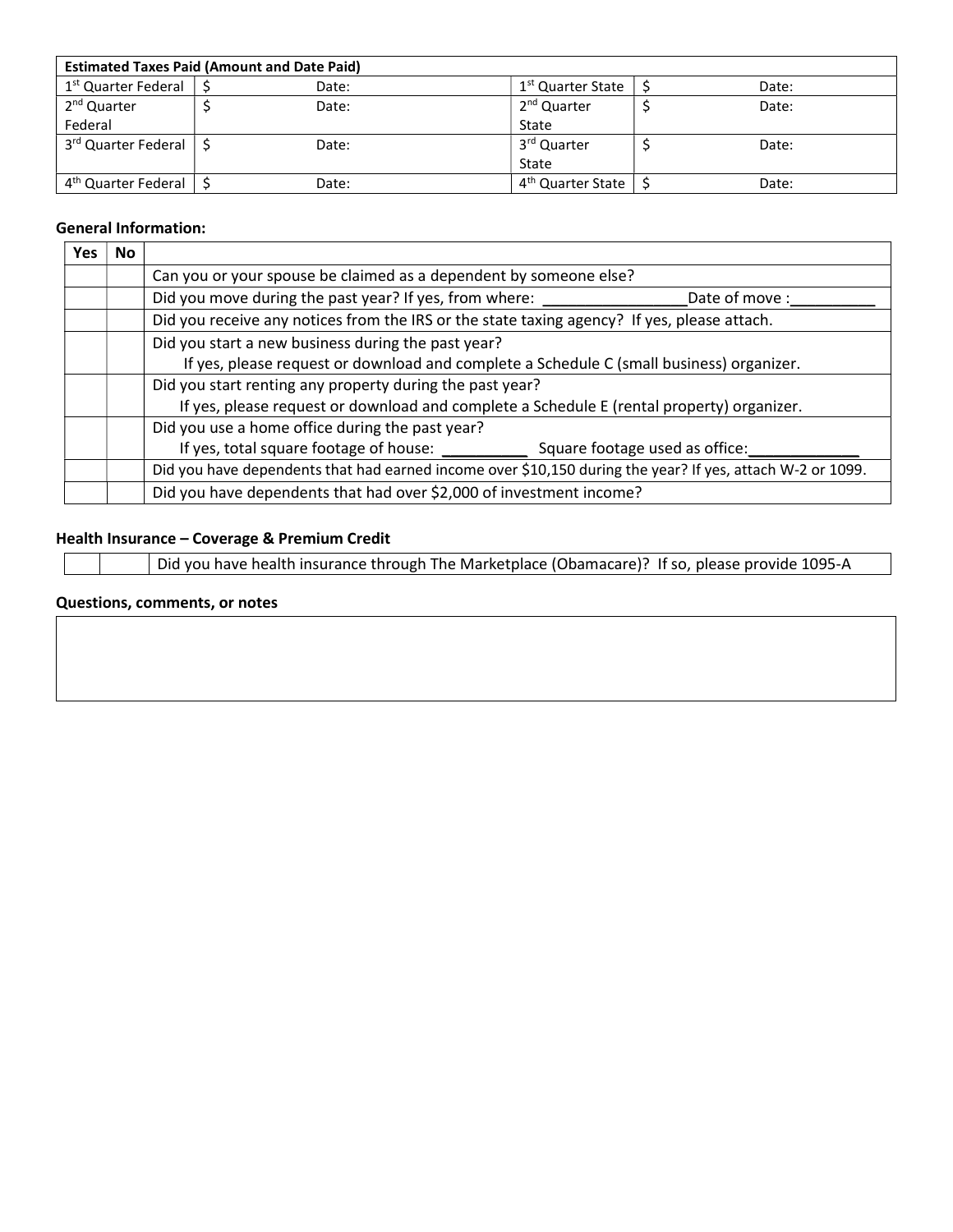| Estimated Taxes Paid (Amount and Date Paid) | | | | | |
|---|---|---|---|---|---|
| 1st Quarter Federal | $ | Date: | 1st Quarter State | $ | Date: |
| 2nd Quarter Federal | $ | Date: | 2nd Quarter State | $ | Date: |
| 3rd Quarter Federal | $ | Date: | 3rd Quarter State | $ | Date: |
| 4th Quarter Federal | $ | Date: | 4th Quarter State | $ | Date: |

**General Information:**

| Yes | No | |
|---|---|---|
| | | Can you or your spouse be claimed as a dependent by someone else? |
| | | Did you move during the past year? If yes, from where: _________________Date of move :__________ |
| | | Did you receive any notices from the IRS or the state taxing agency? If yes, please attach. |
| | | Did you start a new business during the past year? If yes, please request or download and complete a Schedule C (small business) organizer. |
| | | Did you start renting any property during the past year? If yes, please request or download and complete a Schedule E (rental property) organizer. |
| | | Did you use a home office during the past year? If yes, total square footage of house: __________ Square footage used as office:_____________ |
| | | Did you have dependents that had earned income over $10,150 during the year? If yes, attach W-2 or 1099. |
| | | Did you have dependents that had over $2,000 of investment income? |

**Health Insurance – Coverage & Premium Credit**

| | | |
|---|---|---|
| | | Did you have health insurance through The Marketplace (Obamacare)? If so, please provide 1095-A |

**Questions, comments, or notes**